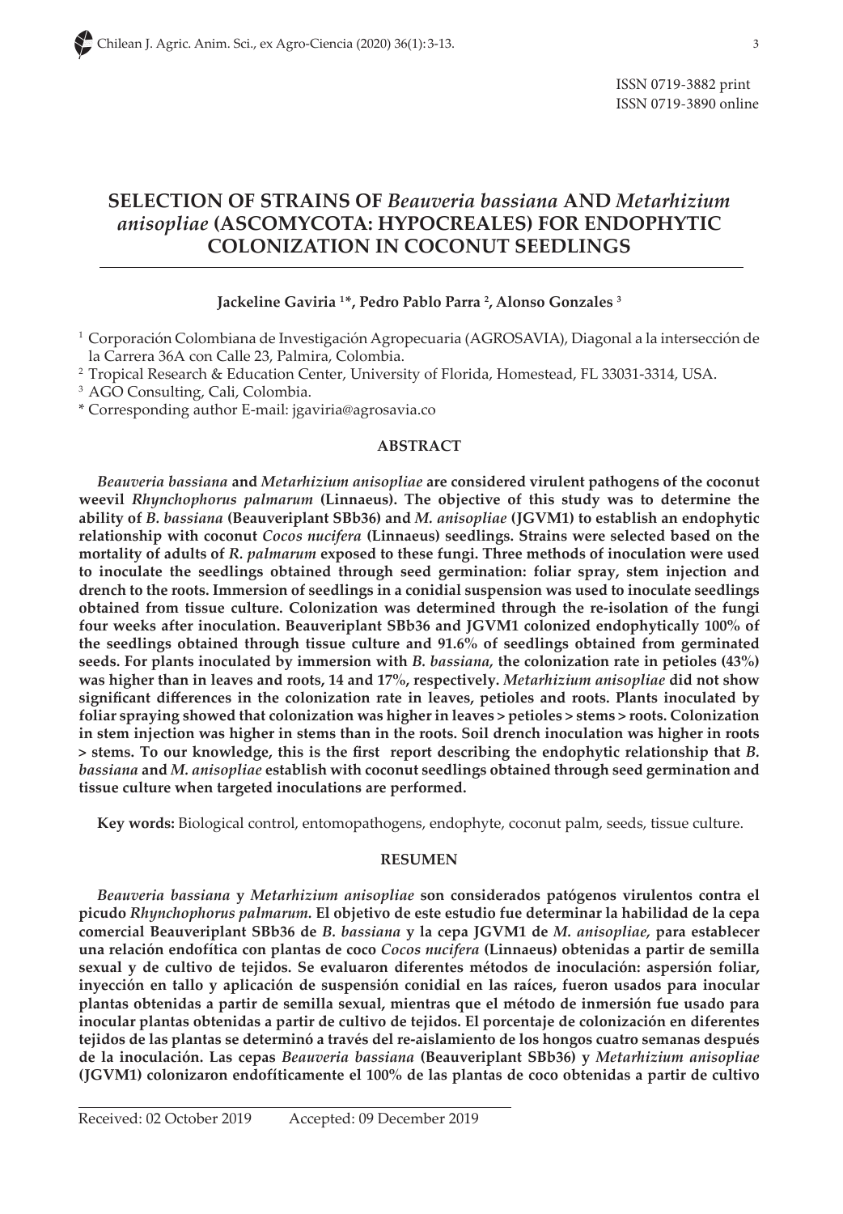ISSN 0719-3882 print
ISSN 0719-3890 online

# SELECTION OF STRAINS OF *Beauveria bassiana* AND *Metarhizium anisopliae* (ASCOMYCOTA: HYPOCREALES) FOR ENDOPHYTIC COLONIZATION IN COCONUT SEEDLINGS

**Jackeline Gaviria [1]*, Pedro Pablo Parra [2], Alonso Gonzales [3]**

[1] Corporación Colombiana de Investigación Agropecuaria (AGROSAVIA), Diagonal a la intersección de la Carrera 36A con Calle 23, Palmira, Colombia.

[2] Tropical Research & Education Center, University of Florida, Homestead, FL 33031-3314, USA.

[3] AGO Consulting, Cali, Colombia.

* Corresponding author E-mail: jgaviria@agrosavia.co

## ABSTRACT

***Beauveria bassiana*** **and** ***Metarhizium anisopliae*** **are considered virulent pathogens of the coconut weevil** ***Rhynchophorus palmarum*** **(Linnaeus). The objective of this study was to determine the ability of** ***B. bassiana*** **(Beauveriplant SBb36) and** ***M. anisopliae*** **(JGVM1) to establish an endophytic relationship with coconut** ***Cocos nucifera*** **(Linnaeus) seedlings. Strains were selected based on the mortality of adults of** ***R. palmarum*** **exposed to these fungi. Three methods of inoculation were used to inoculate the seedlings obtained through seed germination: foliar spray, stem injection and drench to the roots. Immersion of seedlings in a conidial suspension was used to inoculate seedlings obtained from tissue culture. Colonization was determined through the re-isolation of the fungi four weeks after inoculation. Beauveriplant SBb36 and JGVM1 colonized endophytically 100% of the seedlings obtained through tissue culture and 91.6% of seedlings obtained from germinated seeds. For plants inoculated by immersion with** ***B. bassiana,*** **the colonization rate in petioles (43%) was higher than in leaves and roots, 14 and 17%, respectively.** ***Metarhizium anisopliae*** **did not show significant differences in the colonization rate in leaves, petioles and roots. Plants inoculated by foliar spraying showed that colonization was higher in leaves > petioles > stems > roots. Colonization in stem injection was higher in stems than in the roots. Soil drench inoculation was higher in roots > stems. To our knowledge, this is the first report describing the endophytic relationship that** ***B. bassiana*** **and** ***M. anisopliae*** **establish with coconut seedlings obtained through seed germination and tissue culture when targeted inoculations are performed.**

**Key words:** Biological control, entomopathogens, endophyte, coconut palm, seeds, tissue culture.

## RESUMEN

***Beauveria bassiana*** **y** ***Metarhizium anisopliae*** **son considerados patógenos virulentos contra el picudo** ***Rhynchophorus palmarum.*** **El objetivo de este estudio fue determinar la habilidad de la cepa comercial Beauveriplant SBb36 de** ***B. bassiana*** **y la cepa JGVM1 de** ***M. anisopliae,*** **para establecer una relación endofítica con plantas de coco** ***Cocos nucifera*** **(Linnaeus) obtenidas a partir de semilla sexual y de cultivo de tejidos. Se evaluaron diferentes métodos de inoculación: aspersión foliar, inyección en tallo y aplicación de suspensión conidial en las raíces, fueron usados para inocular plantas obtenidas a partir de semilla sexual, mientras que el método de inmersión fue usado para inocular plantas obtenidas a partir de cultivo de tejidos. El porcentaje de colonización en diferentes tejidos de las plantas se determinó a través del re-aislamiento de los hongos cuatro semanas después de la inoculación. Las cepas** ***Beauveria bassiana*** **(Beauveriplant SBb36) y** ***Metarhizium anisopliae*** **(JGVM1) colonizaron endofíticamente el 100% de las plantas de coco obtenidas a partir de cultivo**

Received: 02 October 2019 Accepted: 09 December 2019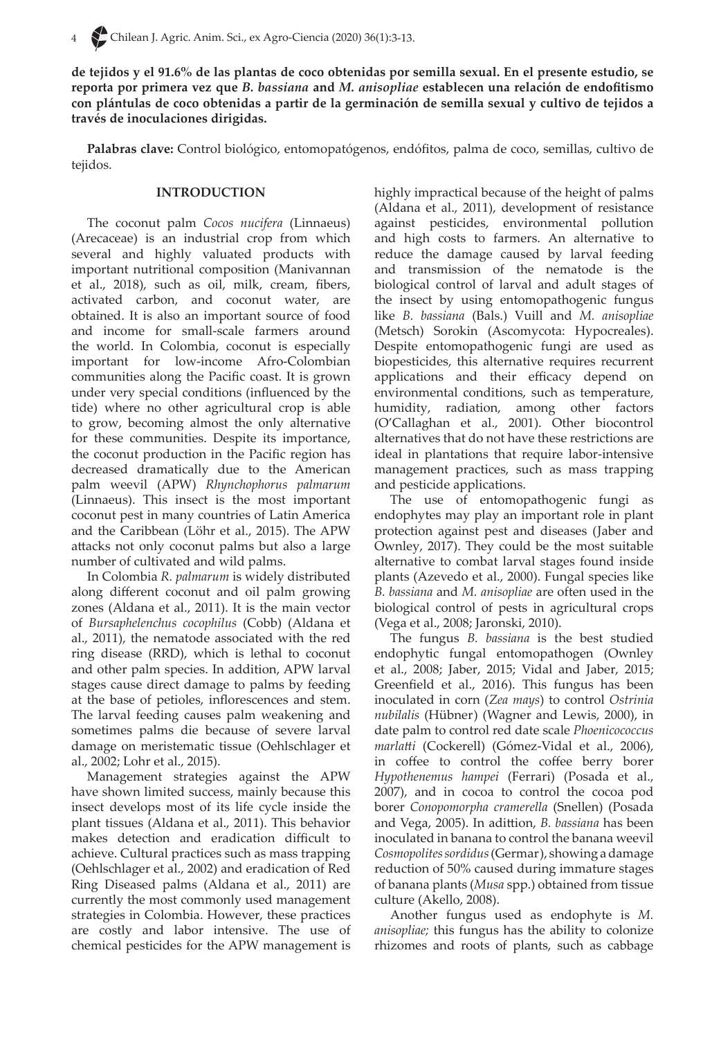**de tejidos y el 91.6% de las plantas de coco obtenidas por semilla sexual. En el presente estudio, se reporta por primera vez que *B. bassiana* and *M. anisopliae* establecen una relación de endofitismo con plántulas de coco obtenidas a partir de la germinación de semilla sexual y cultivo de tejidos a través de inoculaciones dirigidas.**

**Palabras clave:** Control biológico, entomopatógenos, endófitos, palma de coco, semillas, cultivo de tejidos.

## INTRODUCTION

The coconut palm *Cocos nucifera* (Linnaeus) (Arecaceae) is an industrial crop from which several and highly valuated products with important nutritional composition (Manivannan et al., 2018), such as oil, milk, cream, fibers, activated carbon, and coconut water, are obtained. It is also an important source of food and income for small-scale farmers around the world. In Colombia, coconut is especially important for low-income Afro-Colombian communities along the Pacific coast. It is grown under very special conditions (influenced by the tide) where no other agricultural crop is able to grow, becoming almost the only alternative for these communities. Despite its importance, the coconut production in the Pacific region has decreased dramatically due to the American palm weevil (APW) *Rhynchophorus palmarum* (Linnaeus). This insect is the most important coconut pest in many countries of Latin America and the Caribbean (Löhr et al., 2015). The APW attacks not only coconut palms but also a large number of cultivated and wild palms.

In Colombia *R. palmarum* is widely distributed along different coconut and oil palm growing zones (Aldana et al., 2011). It is the main vector of *Bursaphelenchus cocophilus* (Cobb) (Aldana et al., 2011), the nematode associated with the red ring disease (RRD), which is lethal to coconut and other palm species. In addition, APW larval stages cause direct damage to palms by feeding at the base of petioles, inflorescences and stem. The larval feeding causes palm weakening and sometimes palms die because of severe larval damage on meristematic tissue (Oehlschlager et al., 2002; Lohr et al., 2015).

Management strategies against the APW have shown limited success, mainly because this insect develops most of its life cycle inside the plant tissues (Aldana et al., 2011). This behavior makes detection and eradication difficult to achieve. Cultural practices such as mass trapping (Oehlschlager et al., 2002) and eradication of Red Ring Diseased palms (Aldana et al., 2011) are currently the most commonly used management strategies in Colombia. However, these practices are costly and labor intensive. The use of chemical pesticides for the APW management is highly impractical because of the height of palms (Aldana et al., 2011), development of resistance against pesticides, environmental pollution and high costs to farmers. An alternative to reduce the damage caused by larval feeding and transmission of the nematode is the biological control of larval and adult stages of the insect by using entomopathogenic fungus like *B. bassiana* (Bals.) Vuill and *M. anisopliae* (Metsch) Sorokin (Ascomycota: Hypocreales). Despite entomopathogenic fungi are used as biopesticides, this alternative requires recurrent applications and their efficacy depend on environmental conditions, such as temperature, humidity, radiation, among other factors (O'Callaghan et al., 2001). Other biocontrol alternatives that do not have these restrictions are ideal in plantations that require labor-intensive management practices, such as mass trapping and pesticide applications.

The use of entomopathogenic fungi as endophytes may play an important role in plant protection against pest and diseases (Jaber and Ownley, 2017). They could be the most suitable alternative to combat larval stages found inside plants (Azevedo et al., 2000). Fungal species like *B. bassiana* and *M. anisopliae* are often used in the biological control of pests in agricultural crops (Vega et al., 2008; Jaronski, 2010).

The fungus *B. bassiana* is the best studied endophytic fungal entomopathogen (Ownley et al., 2008; Jaber, 2015; Vidal and Jaber, 2015; Greenfield et al., 2016). This fungus has been inoculated in corn (*Zea mays*) to control *Ostrinia nubilalis* (Hübner) (Wagner and Lewis, 2000), in date palm to control red date scale *Phoenicococcus marlatti* (Cockerell) (Gómez-Vidal et al., 2006), in coffee to control the coffee berry borer *Hypothenemus hampei* (Ferrari) (Posada et al., 2007), and in cocoa to control the cocoa pod borer *Conopomorpha cramerella* (Snellen) (Posada and Vega, 2005). In adittion, *B. bassiana* has been inoculated in banana to control the banana weevil *Cosmopolites sordidus* (Germar), showing a damage reduction of 50% caused during immature stages of banana plants (*Musa* spp.) obtained from tissue culture (Akello, 2008).

Another fungus used as endophyte is *M. anisopliae;* this fungus has the ability to colonize rhizomes and roots of plants, such as cabbage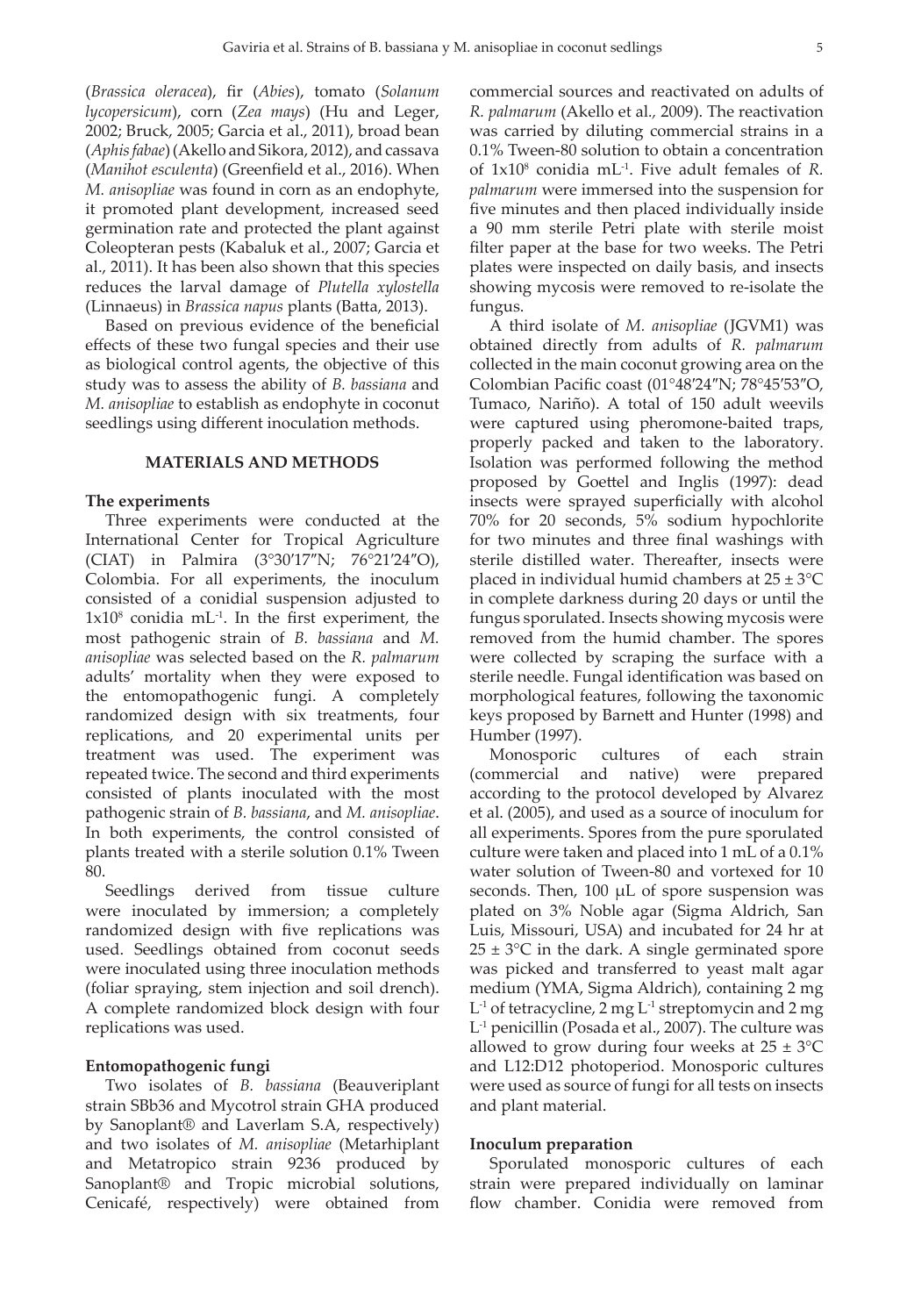(*Brassica oleracea*), fir (*Abies*), tomato (*Solanum lycopersicum*), corn (*Zea mays*) (Hu and Leger, 2002; Bruck, 2005; Garcia et al., 2011), broad bean (*Aphis fabae*) (Akello and Sikora, 2012), and cassava (*Manihot esculenta*) (Greenfield et al., 2016). When *M. anisopliae* was found in corn as an endophyte, it promoted plant development, increased seed germination rate and protected the plant against Coleopteran pests (Kabaluk et al., 2007; Garcia et al., 2011). It has been also shown that this species reduces the larval damage of *Plutella xylostella* (Linnaeus) in *Brassica napus* plants (Batta, 2013).

Based on previous evidence of the beneficial effects of these two fungal species and their use as biological control agents, the objective of this study was to assess the ability of *B. bassiana* and *M. anisopliae* to establish as endophyte in coconut seedlings using different inoculation methods.

## MATERIALS AND METHODS

### The experiments

Three experiments were conducted at the International Center for Tropical Agriculture (CIAT) in Palmira (3°30′17″N; 76°21′24″O), Colombia. For all experiments, the inoculum consisted of a conidial suspension adjusted to $1x10^8$ conidia $mL^{-1}$. In the first experiment, the most pathogenic strain of *B. bassiana* and *M. anisopliae* was selected based on the *R. palmarum* adults' mortality when they were exposed to the entomopathogenic fungi. A completely randomized design with six treatments, four replications, and 20 experimental units per treatment was used. The experiment was repeated twice. The second and third experiments consisted of plants inoculated with the most pathogenic strain of *B. bassiana*, and *M. anisopliae*. In both experiments, the control consisted of plants treated with a sterile solution 0.1% Tween 80.

Seedlings derived from tissue culture were inoculated by immersion; a completely randomized design with five replications was used. Seedlings obtained from coconut seeds were inoculated using three inoculation methods (foliar spraying, stem injection and soil drench). A complete randomized block design with four replications was used.

### Entomopathogenic fungi

Two isolates of *B. bassiana* (Beauveriplant strain SBb36 and Mycotrol strain GHA produced by Sanoplant® and Laverlam S.A, respectively) and two isolates of *M. anisopliae* (Metarhiplant and Metatropico strain 9236 produced by Sanoplant® and Tropic microbial solutions, Cenicafé, respectively) were obtained from commercial sources and reactivated on adults of *R. palmarum* (Akello et al., 2009). The reactivation was carried by diluting commercial strains in a 0.1% Tween-80 solution to obtain a concentration of $1x10^8$ conidia $mL^{-1}$. Five adult females of *R. palmarum* were immersed into the suspension for five minutes and then placed individually inside a 90 mm sterile Petri plate with sterile moist filter paper at the base for two weeks. The Petri plates were inspected on daily basis, and insects showing mycosis were removed to re-isolate the fungus.

A third isolate of *M. anisopliae* (JGVM1) was obtained directly from adults of *R. palmarum* collected in the main coconut growing area on the Colombian Pacific coast (01°48′24″N; 78°45′53″O, Tumaco, Nariño). A total of 150 adult weevils were captured using pheromone-baited traps, properly packed and taken to the laboratory. Isolation was performed following the method proposed by Goettel and Inglis (1997): dead insects were sprayed superficially with alcohol 70% for 20 seconds, 5% sodium hypochlorite for two minutes and three final washings with sterile distilled water. Thereafter, insects were placed in individual humid chambers at 25 ± 3°C in complete darkness during 20 days or until the fungus sporulated. Insects showing mycosis were removed from the humid chamber. The spores were collected by scraping the surface with a sterile needle. Fungal identification was based on morphological features, following the taxonomic keys proposed by Barnett and Hunter (1998) and Humber (1997).

Monosporic cultures of each strain (commercial and native) were prepared according to the protocol developed by Alvarez et al. (2005), and used as a source of inoculum for all experiments. Spores from the pure sporulated culture were taken and placed into 1 mL of a 0.1% water solution of Tween-80 and vortexed for 10 seconds. Then, 100 μL of spore suspension was plated on 3% Noble agar (Sigma Aldrich, San Luis, Missouri, USA) and incubated for 24 hr at 25 ± 3°C in the dark. A single germinated spore was picked and transferred to yeast malt agar medium (YMA, Sigma Aldrich), containing 2 mg $L^{-1}$ of tetracycline, 2 mg $L^{-1}$ streptomycin and 2 mg $L^{-1}$ penicillin (Posada et al., 2007). The culture was allowed to grow during four weeks at 25 ± 3°C and L12:D12 photoperiod. Monosporic cultures were used as source of fungi for all tests on insects and plant material.

### Inoculum preparation

Sporulated monosporic cultures of each strain were prepared individually on laminar flow chamber. Conidia were removed from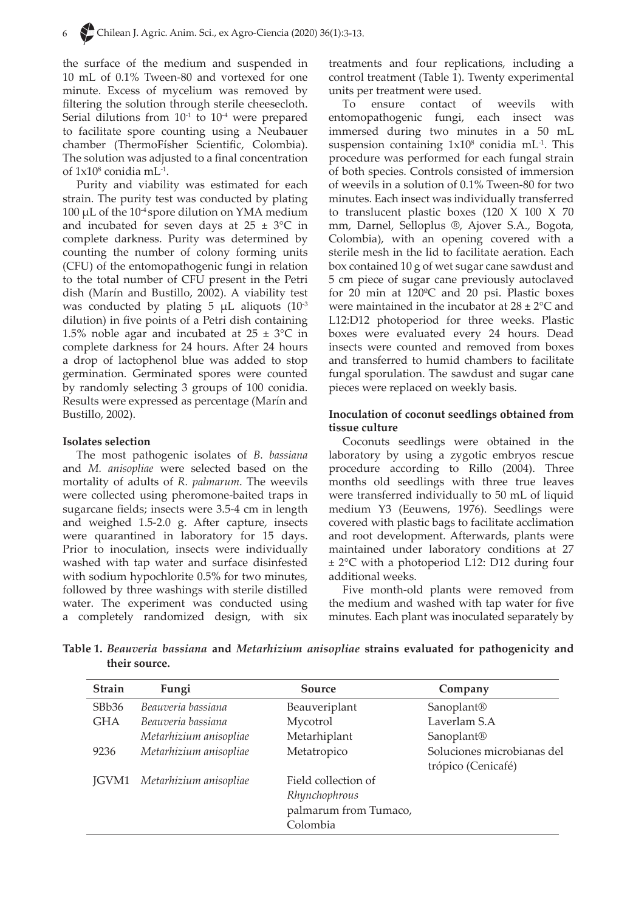the surface of the medium and suspended in 10 mL of 0.1% Tween-80 and vortexed for one minute. Excess of mycelium was removed by filtering the solution through sterile cheesecloth. Serial dilutions from $10^{-1}$ to $10^{-4}$ were prepared to facilitate spore counting using a Neubauer chamber (ThermoFísher Scientific, Colombia). The solution was adjusted to a final concentration of $1x10^8$ conidia $mL^{-1}$.

Purity and viability was estimated for each strain. The purity test was conducted by plating 100 µL of the $10^{-4}$ spore dilution on YMA medium and incubated for seven days at 25 ± 3°C in complete darkness. Purity was determined by counting the number of colony forming units (CFU) of the entomopathogenic fungi in relation to the total number of CFU present in the Petri dish (Marín and Bustillo, 2002). A viability test was conducted by plating 5 µL aliquots ($10^{-3}$ dilution) in five points of a Petri dish containing 1.5% noble agar and incubated at 25 ± 3°C in complete darkness for 24 hours. After 24 hours a drop of lactophenol blue was added to stop germination. Germinated spores were counted by randomly selecting 3 groups of 100 conidia. Results were expressed as percentage (Marín and Bustillo, 2002).

**Isolates selection**

The most pathogenic isolates of *B. bassiana* and *M. anisopliae* were selected based on the mortality of adults of *R. palmarum*. The weevils were collected using pheromone-baited traps in sugarcane fields; insects were 3.5-4 cm in length and weighed 1.5-2.0 g. After capture, insects were quarantined in laboratory for 15 days. Prior to inoculation, insects were individually washed with tap water and surface disinfested with sodium hypochlorite 0.5% for two minutes, followed by three washings with sterile distilled water. The experiment was conducted using a completely randomized design, with six treatments and four replications, including a control treatment (Table 1). Twenty experimental units per treatment were used.

To ensure contact of weevils with entomopathogenic fungi, each insect was immersed during two minutes in a 50 mL suspension containing $1x10^8$ conidia $mL^{-1}$. This procedure was performed for each fungal strain of both species. Controls consisted of immersion of weevils in a solution of 0.1% Tween-80 for two minutes. Each insect was individually transferred to translucent plastic boxes (120 X 100 X 70 mm, Darnel, Selloplus ®, Ajover S.A., Bogota, Colombia), with an opening covered with a sterile mesh in the lid to facilitate aeration. Each box contained 10 g of wet sugar cane sawdust and 5 cm piece of sugar cane previously autoclaved for 20 min at 120ºC and 20 psi. Plastic boxes were maintained in the incubator at 28 ± 2°C and L12:D12 photoperiod for three weeks. Plastic boxes were evaluated every 24 hours. Dead insects were counted and removed from boxes and transferred to humid chambers to facilitate fungal sporulation. The sawdust and sugar cane pieces were replaced on weekly basis.

**Inoculation of coconut seedlings obtained from tissue culture**

Coconuts seedlings were obtained in the laboratory by using a zygotic embryos rescue procedure according to Rillo (2004). Three months old seedlings with three true leaves were transferred individually to 50 mL of liquid medium Y3 (Eeuwens, 1976). Seedlings were covered with plastic bags to facilitate acclimation and root development. Afterwards, plants were maintained under laboratory conditions at 27 ± 2°C with a photoperiod L12: D12 during four additional weeks.

Five month-old plants were removed from the medium and washed with tap water for five minutes. Each plant was inoculated separately by

**Table 1.** ***Beauveria bassiana*** **and** ***Metarhizium anisopliae*** **strains evaluated for pathogenicity and their source.**

| Strain | Fungi | Source | Company |
|---|---|---|---|
| SBb36 | *Beauveria bassiana* | Beauveriplant | Sanoplant® |
| GHA | *Beauveria bassiana* | Mycotrol | Laverlam S.A |
| | *Metarhizium anisopliae* | Metarhiplant | Sanoplant® |
| 9236 | *Metarhizium anisopliae* | Metatropico | Soluciones microbianas del trópico (Cenicafé) |
| JGVM1 | *Metarhizium anisopliae* | Field collection of *Rhynchophrous palmarum* from Tumaco, Colombia | |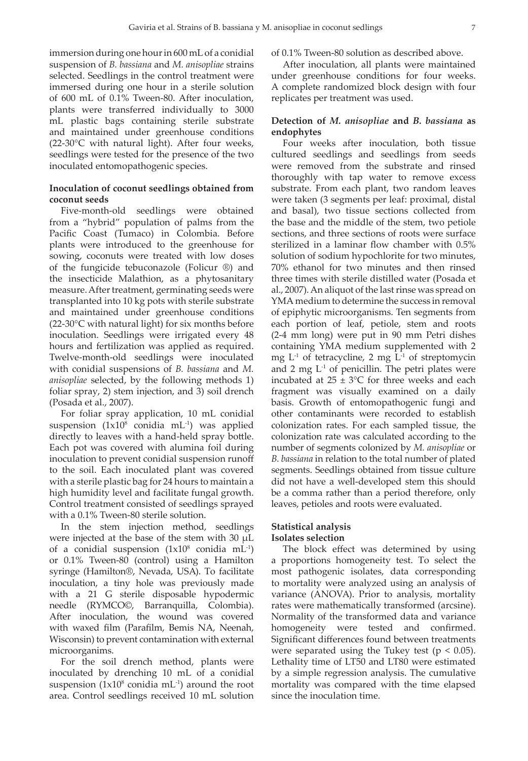immersion during one hour in 600 mL of a conidial suspension of *B. bassiana* and *M. anisopliae* strains selected. Seedlings in the control treatment were immersed during one hour in a sterile solution of 600 mL of 0.1% Tween-80. After inoculation, plants were transferred individually to 3000 mL plastic bags containing sterile substrate and maintained under greenhouse conditions (22-30°C with natural light). After four weeks, seedlings were tested for the presence of the two inoculated entomopathogenic species.

### Inoculation of coconut seedlings obtained from coconut seeds

Five-month-old seedlings were obtained from a "hybrid" population of palms from the Pacific Coast (Tumaco) in Colombia. Before plants were introduced to the greenhouse for sowing, coconuts were treated with low doses of the fungicide tebuconazole (Folicur ®) and the insecticide Malathion, as a phytosanitary measure. After treatment, germinating seeds were transplanted into 10 kg pots with sterile substrate and maintained under greenhouse conditions (22-30°C with natural light) for six months before inoculation. Seedlings were irrigated every 48 hours and fertilization was applied as required. Twelve-month-old seedlings were inoculated with conidial suspensions of *B. bassiana* and *M. anisopliae* selected, by the following methods 1) foliar spray, 2) stem injection, and 3) soil drench (Posada et al., 2007).

For foliar spray application, 10 mL conidial suspension ($1x10^8$ conidia $mL^{-1}$) was applied directly to leaves with a hand-held spray bottle. Each pot was covered with alumina foil during inoculation to prevent conidial suspension runoff to the soil. Each inoculated plant was covered with a sterile plastic bag for 24 hours to maintain a high humidity level and facilitate fungal growth. Control treatment consisted of seedlings sprayed with a 0.1% Tween-80 sterile solution.

In the stem injection method, seedlings were injected at the base of the stem with 30 μL of a conidial suspension ($1x10^8$ conidia $mL^{-1}$) or 0.1% Tween-80 (control) using a Hamilton syringe (Hamilton®, Nevada, USA). To facilitate inoculation, a tiny hole was previously made with a 21 G sterile disposable hypodermic needle (RYMCO©, Barranquilla, Colombia). After inoculation, the wound was covered with waxed film (Parafilm, Bemis NA, Neenah, Wisconsin) to prevent contamination with external microorganims.

For the soil drench method, plants were inoculated by drenching 10 mL of a conidial suspension ($1x10^8$ conidia $mL^{-1}$) around the root area. Control seedlings received 10 mL solution of 0.1% Tween-80 solution as described above.

After inoculation, all plants were maintained under greenhouse conditions for four weeks. A complete randomized block design with four replicates per treatment was used.

### Detection of *M. anisopliae* and *B. bassiana* as endophytes

Four weeks after inoculation, both tissue cultured seedlings and seedlings from seeds were removed from the substrate and rinsed thoroughly with tap water to remove excess substrate. From each plant, two random leaves were taken (3 segments per leaf: proximal, distal and basal), two tissue sections collected from the base and the middle of the stem, two petiole sections, and three sections of roots were surface sterilized in a laminar flow chamber with 0.5% solution of sodium hypochlorite for two minutes, 70% ethanol for two minutes and then rinsed three times with sterile distilled water (Posada et al., 2007). An aliquot of the last rinse was spread on YMA medium to determine the success in removal of epiphytic microorganisms. Ten segments from each portion of leaf, petiole, stem and roots (2-4 mm long) were put in 90 mm Petri dishes containing YMA medium supplemented with 2 mg $L^{-1}$ of tetracycline, 2 mg $L^{-1}$ of streptomycin and 2 mg $L^{-1}$ of penicillin. The petri plates were incubated at 25 ± 3°C for three weeks and each fragment was visually examined on a daily basis. Growth of entomopathogenic fungi and other contaminants were recorded to establish colonization rates. For each sampled tissue, the colonization rate was calculated according to the number of segments colonized by *M. anisopliae* or *B. bassiana* in relation to the total number of plated segments. Seedlings obtained from tissue culture did not have a well-developed stem this should be a comma rather than a period therefore, only leaves, petioles and roots were evaluated.

### Statistical analysis

#### Isolates selection

The block effect was determined by using a proportions homogeneity test. To select the most pathogenic isolates, data corresponding to mortality were analyzed using an analysis of variance (ANOVA). Prior to analysis, mortality rates were mathematically transformed (arcsine). Normality of the transformed data and variance homogeneity were tested and confirmed. Significant differences found between treatments were separated using the Tukey test ($p < 0.05$). Lethality time of LT50 and LT80 were estimated by a simple regression analysis. The cumulative mortality was compared with the time elapsed since the inoculation time.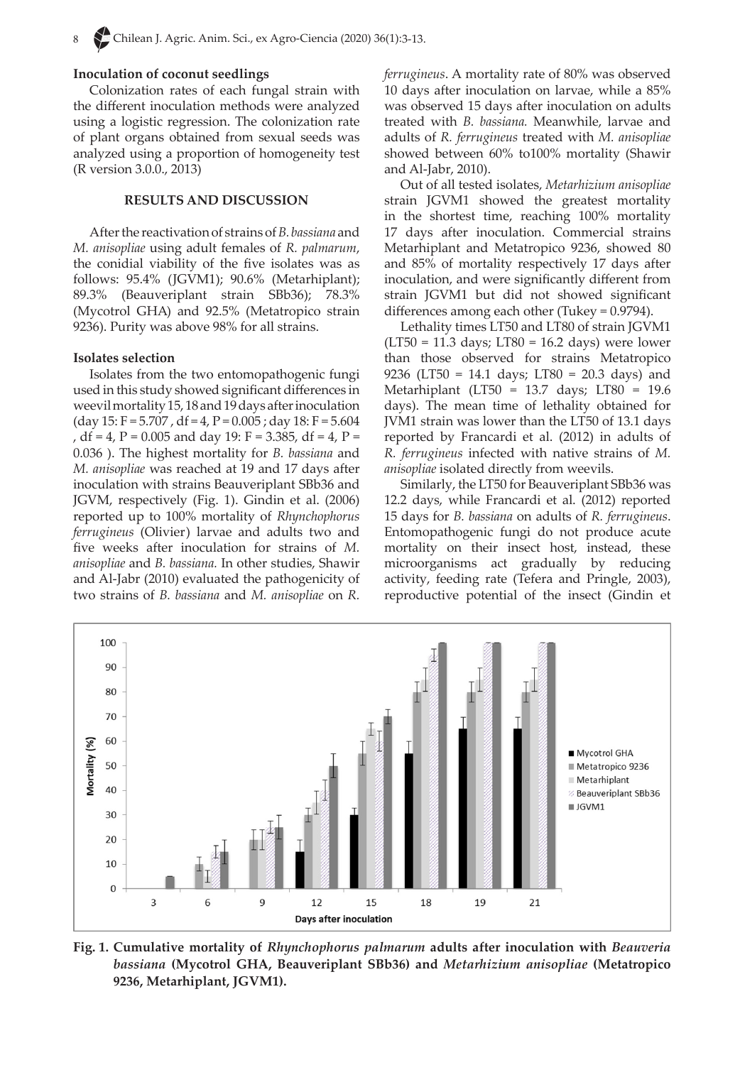### Inoculation of coconut seedlings

Colonization rates of each fungal strain with the different inoculation methods were analyzed using a logistic regression. The colonization rate of plant organs obtained from sexual seeds was analyzed using a proportion of homogeneity test (R version 3.0.0., 2013)

## RESULTS AND DISCUSSION

After the reactivation of strains of *B. bassiana* and *M. anisopliae* using adult females of *R. palmarum*, the conidial viability of the five isolates was as follows: 95.4% (JGVM1); 90.6% (Metarhiplant); 89.3% (Beauveriplant strain SBb36); 78.3% (Mycotrol GHA) and 92.5% (Metatropico strain 9236). Purity was above 98% for all strains.

### Isolates selection

Isolates from the two entomopathogenic fungi used in this study showed significant differences in weevil mortality 15, 18 and 19 days after inoculation (day 15: F = 5.707 , df = 4, P = 0.005 ; day 18: F = 5.604 , df = 4, P = 0.005 and day 19: F = 3.385, df = 4, P = 0.036 ). The highest mortality for *B. bassiana* and *M. anisopliae* was reached at 19 and 17 days after inoculation with strains Beauveriplant SBb36 and JGVM, respectively (Fig. 1). Gindin et al. (2006) reported up to 100% mortality of *Rhynchophorus ferrugineus* (Olivier) larvae and adults two and five weeks after inoculation for strains of *M. anisopliae* and *B. bassiana.* In other studies, Shawir and Al-Jabr (2010) evaluated the pathogenicity of two strains of *B. bassiana* and *M. anisopliae* on *R. ferrugineus*. A mortality rate of 80% was observed 10 days after inoculation on larvae, while a 85% was observed 15 days after inoculation on adults treated with *B. bassiana.* Meanwhile, larvae and adults of *R. ferrugineus* treated with *M. anisopliae* showed between 60% to100% mortality (Shawir and Al-Jabr, 2010).

Out of all tested isolates, *Metarhizium anisopliae* strain JGVM1 showed the greatest mortality in the shortest time, reaching 100% mortality 17 days after inoculation. Commercial strains Metarhiplant and Metatropico 9236, showed 80 and 85% of mortality respectively 17 days after inoculation, and were significantly different from strain JGVM1 but did not showed significant differences among each other (Tukey = 0.9794).

Lethality times LT50 and LT80 of strain JGVM1 (LT50 = 11.3 days; LT80 = 16.2 days) were lower than those observed for strains Metatropico 9236 (LT50 = 14.1 days; LT80 = 20.3 days) and Metarhiplant (LT50 = 13.7 days; LT80 = 19.6 days). The mean time of lethality obtained for JVM1 strain was lower than the LT50 of 13.1 days reported by Francardi et al. (2012) in adults of *R. ferrugineus* infected with native strains of *M. anisopliae* isolated directly from weevils.

Similarly, the LT50 for Beauveriplant SBb36 was 12.2 days, while Francardi et al. (2012) reported 15 days for *B. bassiana* on adults of *R. ferrugineus*. Entomopathogenic fungi do not produce acute mortality on their insect host, instead, these microorganisms act gradually by reducing activity, feeding rate (Tefera and Pringle, 2003), reproductive potential of the insect (Gindin et

Mortality (%)
100
90
80
70
60
50
40
30
20
10
0
3 6 9 12 15 18 19 21
Days after inoculation
Mycotrol GHA
Metatropico 9236
Metarhiplant
Beauveriplant SBb36
JGVM1

**Fig. 1. Cumulative mortality of *Rhynchophorus palmarum* adults after inoculation with *Beauveria bassiana* (Mycotrol GHA, Beauveriplant SBb36) and *Metarhizium anisopliae* (Metatropico 9236, Metarhiplant, JGVM1).**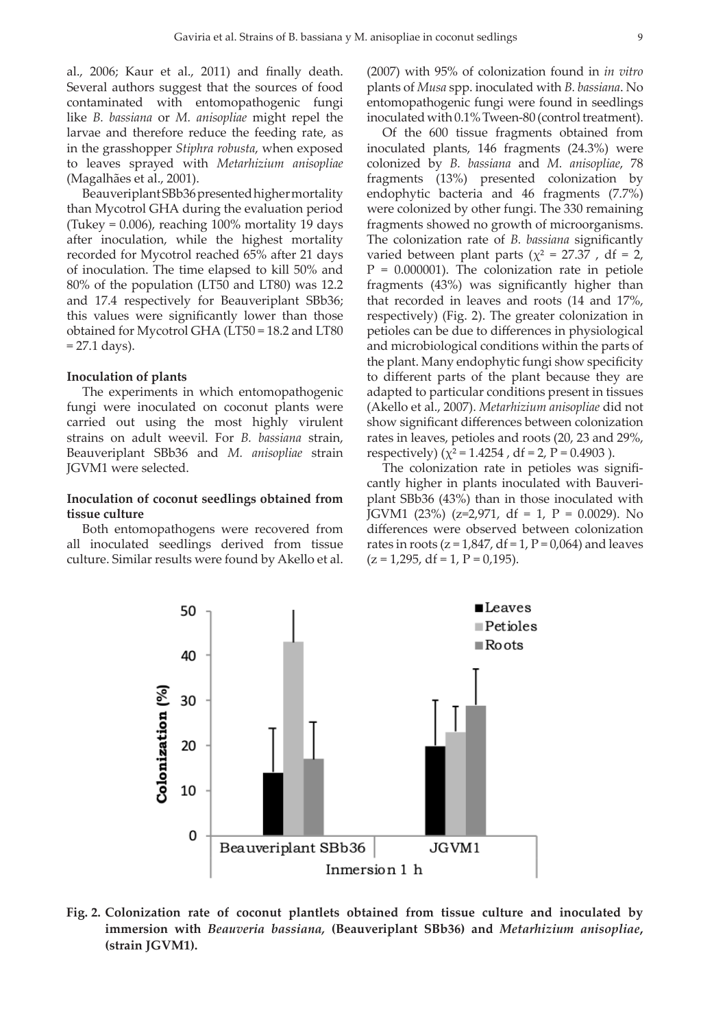al., 2006; Kaur et al., 2011) and finally death. Several authors suggest that the sources of food contaminated with entomopathogenic fungi like *B. bassiana* or *M. anisopliae* might repel the larvae and therefore reduce the feeding rate, as in the grasshopper *Stiphra robusta*, when exposed to leaves sprayed with *Metarhizium anisopliae* (Magalhães et al., 2001).

Beauveriplant SBb36 presented higher mortality than Mycotrol GHA during the evaluation period (Tukey = 0.006), reaching 100% mortality 19 days after inoculation, while the highest mortality recorded for Mycotrol reached 65% after 21 days of inoculation. The time elapsed to kill 50% and 80% of the population (LT50 and LT80) was 12.2 and 17.4 respectively for Beauveriplant SBb36; this values were significantly lower than those obtained for Mycotrol GHA (LT50 = 18.2 and LT80 = 27.1 days).

**Inoculation of plants**

The experiments in which entomopathogenic fungi were inoculated on coconut plants were carried out using the most highly virulent strains on adult weevil. For *B. bassiana* strain, Beauveriplant SBb36 and *M. anisopliae* strain JGVM1 were selected.

**Inoculation of coconut seedlings obtained from tissue culture**

Both entomopathogens were recovered from all inoculated seedlings derived from tissue culture. Similar results were found by Akello et al. (2007) with 95% of colonization found in *in vitro* plants of *Musa* spp. inoculated with *B. bassiana*. No entomopathogenic fungi were found in seedlings inoculated with 0.1% Tween-80 (control treatment).

Of the 600 tissue fragments obtained from inoculated plants, 146 fragments (24.3%) were colonized by *B. bassiana* and *M. anisopliae*, 78 fragments (13%) presented colonization by endophytic bacteria and 46 fragments (7.7%) were colonized by other fungi. The 330 remaining fragments showed no growth of microorganisms. The colonization rate of *B. bassiana* significantly varied between plant parts ($\chi^2$ = 27.37 , df = 2, P = 0.000001). The colonization rate in petiole fragments (43%) was significantly higher than that recorded in leaves and roots (14 and 17%, respectively) (Fig. 2). The greater colonization in petioles can be due to differences in physiological and microbiological conditions within the parts of the plant. Many endophytic fungi show specificity to different parts of the plant because they are adapted to particular conditions present in tissues (Akello et al., 2007). *Metarhizium anisopliae* did not show significant differences between colonization rates in leaves, petioles and roots (20, 23 and 29%, respectively) ($\chi^2$ = 1.4254 , df = 2, P = 0.4903 ).

The colonization rate in petioles was significantly higher in plants inoculated with Bauveriplant SBb36 (43%) than in those inoculated with JGVM1 (23%) (z=2,971, df = 1, P = 0.0029). No differences were observed between colonization rates in roots (z = 1,847, df = 1, P = 0,064) and leaves (z = 1,295, df = 1, P = 0,195).

Colonization (%)
50
40
30
20
10
0
Leaves
Petioles
Roots
Beauveriplant SBb36
JGVM1
Inmersion 1 h

**Fig. 2. Colonization rate of coconut plantlets obtained from tissue culture and inoculated by immersion with *Beauveria bassiana*, (Beauveriplant SBb36) and *Metarhizium anisopliae*, (strain JGVM1).**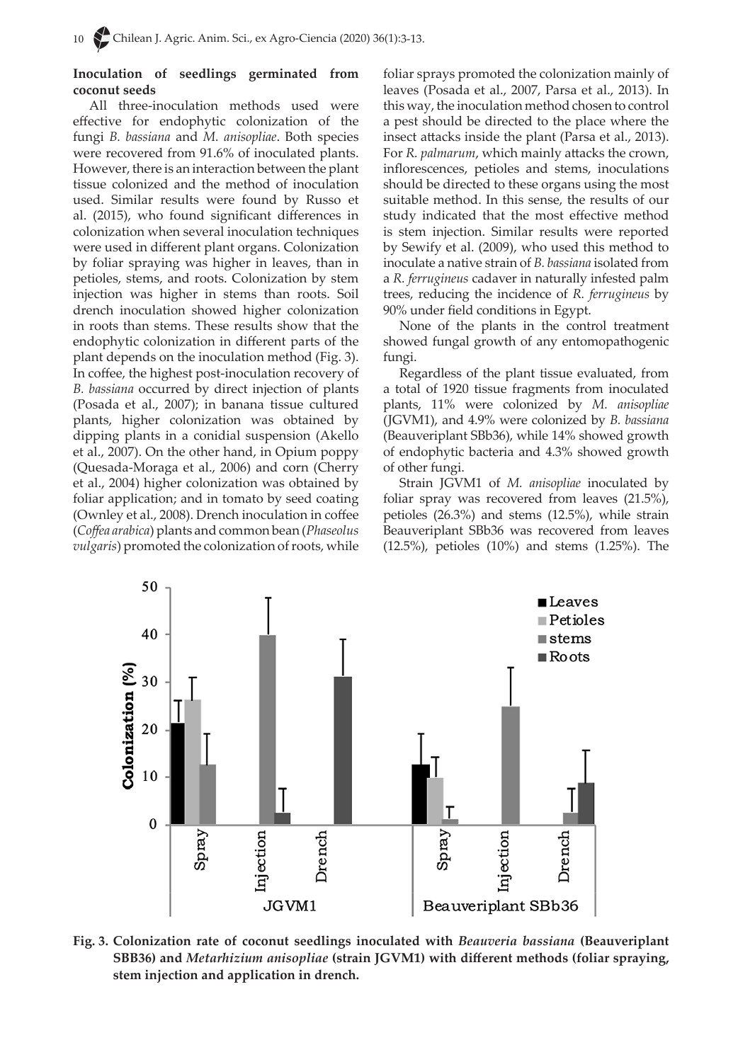**Inoculation of seedlings germinated from coconut seeds**

All three-inoculation methods used were effective for endophytic colonization of the fungi *B. bassiana* and *M. anisopliae*. Both species were recovered from 91.6% of inoculated plants. However, there is an interaction between the plant tissue colonized and the method of inoculation used. Similar results were found by Russo et al. (2015), who found significant differences in colonization when several inoculation techniques were used in different plant organs. Colonization by foliar spraying was higher in leaves, than in petioles, stems, and roots. Colonization by stem injection was higher in stems than roots. Soil drench inoculation showed higher colonization in roots than stems. These results show that the endophytic colonization in different parts of the plant depends on the inoculation method (Fig. 3). In coffee, the highest post-inoculation recovery of *B. bassiana* occurred by direct injection of plants (Posada et al., 2007); in banana tissue cultured plants, higher colonization was obtained by dipping plants in a conidial suspension (Akello et al., 2007). On the other hand, in Opium poppy (Quesada-Moraga et al., 2006) and corn (Cherry et al., 2004) higher colonization was obtained by foliar application; and in tomato by seed coating (Ownley et al., 2008). Drench inoculation in coffee (*Coffea arabica*) plants and common bean (*Phaseolus vulgaris*) promoted the colonization of roots, while foliar sprays promoted the colonization mainly of leaves (Posada et al., 2007, Parsa et al., 2013). In this way, the inoculation method chosen to control a pest should be directed to the place where the insect attacks inside the plant (Parsa et al., 2013). For *R. palmarum*, which mainly attacks the crown, inflorescences, petioles and stems, inoculations should be directed to these organs using the most suitable method. In this sense, the results of our study indicated that the most effective method is stem injection. Similar results were reported by Sewify et al. (2009), who used this method to inoculate a native strain of *B. bassiana* isolated from a *R. ferrugineus* cadaver in naturally infested palm trees, reducing the incidence of *R. ferrugineus* by 90% under field conditions in Egypt.

None of the plants in the control treatment showed fungal growth of any entomopathogenic fungi.

Regardless of the plant tissue evaluated, from a total of 1920 tissue fragments from inoculated plants, 11% were colonized by *M. anisopliae* (JGVM1), and 4.9% were colonized by *B. bassiana* (Beauveriplant SBb36), while 14% showed growth of endophytic bacteria and 4.3% showed growth of other fungi.

Strain JGVM1 of *M. anisopliae* inoculated by foliar spray was recovered from leaves (21.5%), petioles (26.3%) and stems (12.5%), while strain Beauveriplant SBb36 was recovered from leaves (12.5%), petioles (10%) and stems (1.25%). The

Colonization (%)
0
10
20
30
40
50

Leaves
Petioles
stems
Roots

Spray
Injection
Drench
Spray
Injection
Drench

JGVM1
Beauveriplant SBb36

**Fig. 3. Colonization rate of coconut seedlings inoculated with *Beauveria bassiana* (Beauveriplant SBB36) and *Metarhizium anisopliae* (strain JGVM1) with different methods (foliar spraying, stem injection and application in drench.**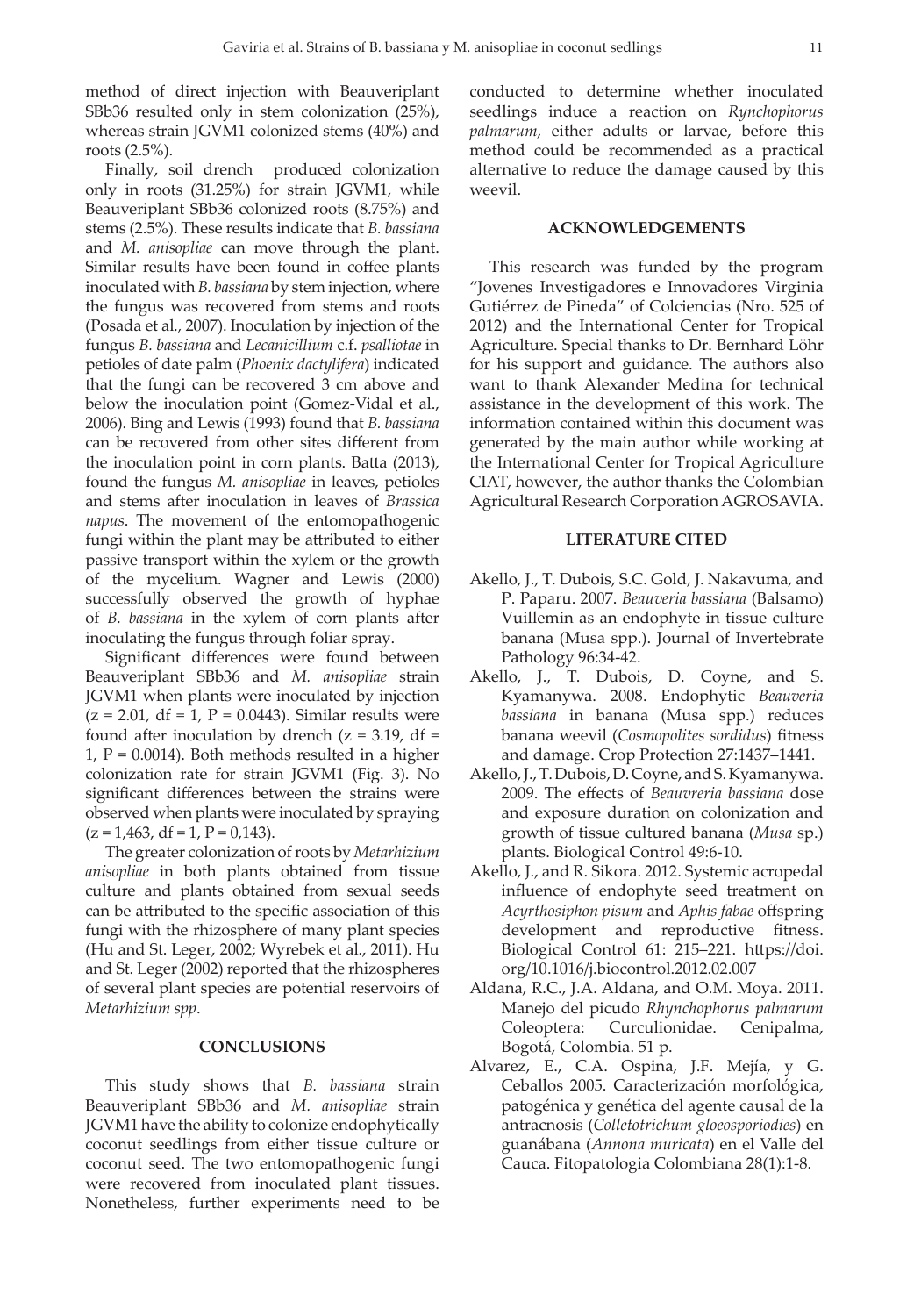method of direct injection with Beauveriplant SBb36 resulted only in stem colonization (25%), whereas strain JGVM1 colonized stems (40%) and roots (2.5%).

Finally, soil drench produced colonization only in roots (31.25%) for strain JGVM1, while Beauveriplant SBb36 colonized roots (8.75%) and stems (2.5%). These results indicate that *B. bassiana* and *M. anisopliae* can move through the plant. Similar results have been found in coffee plants inoculated with *B. bassiana* by stem injection, where the fungus was recovered from stems and roots (Posada et al., 2007). Inoculation by injection of the fungus *B. bassiana* and *Lecanicillium* c.f. *psalliotae* in petioles of date palm (*Phoenix dactylifera*) indicated that the fungi can be recovered 3 cm above and below the inoculation point (Gomez-Vidal et al., 2006). Bing and Lewis (1993) found that *B. bassiana* can be recovered from other sites different from the inoculation point in corn plants. Batta (2013), found the fungus *M. anisopliae* in leaves, petioles and stems after inoculation in leaves of *Brassica napus*. The movement of the entomopathogenic fungi within the plant may be attributed to either passive transport within the xylem or the growth of the mycelium. Wagner and Lewis (2000) successfully observed the growth of hyphae of *B. bassiana* in the xylem of corn plants after inoculating the fungus through foliar spray.

Significant differences were found between Beauveriplant SBb36 and *M. anisopliae* strain JGVM1 when plants were inoculated by injection ($z = 2.01$, $df = 1$, $P = 0.0443$). Similar results were found after inoculation by drench ($z = 3.19$, $df = 1$, $P = 0.0014$). Both methods resulted in a higher colonization rate for strain JGVM1 (Fig. 3). No significant differences between the strains were observed when plants were inoculated by spraying ($z = 1{,}463$, $df = 1$, $P = 0{,}143$).

The greater colonization of roots by *Metarhizium anisopliae* in both plants obtained from tissue culture and plants obtained from sexual seeds can be attributed to the specific association of this fungi with the rhizosphere of many plant species (Hu and St. Leger, 2002; Wyrebek et al., 2011). Hu and St. Leger (2002) reported that the rhizospheres of several plant species are potential reservoirs of *Metarhizium spp*.

## CONCLUSIONS

This study shows that *B. bassiana* strain Beauveriplant SBb36 and *M. anisopliae* strain JGVM1 have the ability to colonize endophytically coconut seedlings from either tissue culture or coconut seed. The two entomopathogenic fungi were recovered from inoculated plant tissues. Nonetheless, further experiments need to be conducted to determine whether inoculated seedlings induce a reaction on *Rynchophorus palmarum*, either adults or larvae, before this method could be recommended as a practical alternative to reduce the damage caused by this weevil.

## ACKNOWLEDGEMENTS

This research was funded by the program "Jovenes Investigadores e Innovadores Virginia Gutiérrez de Pineda" of Colciencias (Nro. 525 of 2012) and the International Center for Tropical Agriculture. Special thanks to Dr. Bernhard Löhr for his support and guidance. The authors also want to thank Alexander Medina for technical assistance in the development of this work. The information contained within this document was generated by the main author while working at the International Center for Tropical Agriculture CIAT, however, the author thanks the Colombian Agricultural Research Corporation AGROSAVIA.

## LITERATURE CITED

Akello, J., T. Dubois, S.C. Gold, J. Nakavuma, and P. Paparu. 2007. *Beauveria bassiana* (Balsamo) Vuillemin as an endophyte in tissue culture banana (Musa spp.). Journal of Invertebrate Pathology 96:34-42.

Akello, J., T. Dubois, D. Coyne, and S. Kyamanywa. 2008. Endophytic *Beauveria bassiana* in banana (Musa spp.) reduces banana weevil (*Cosmopolites sordidus*) fitness and damage. Crop Protection 27:1437–1441.

Akello, J., T. Dubois, D. Coyne, and S. Kyamanywa. 2009. The effects of *Beauvreria bassiana* dose and exposure duration on colonization and growth of tissue cultured banana (*Musa* sp.) plants. Biological Control 49:6-10.

Akello, J., and R. Sikora. 2012. Systemic acropedal influence of endophyte seed treatment on *Acyrthosiphon pisum* and *Aphis fabae* offspring development and reproductive fitness. Biological Control 61: 215–221. https://doi.org/10.1016/j.biocontrol.2012.02.007

Aldana, R.C., J.A. Aldana, and O.M. Moya. 2011. Manejo del picudo *Rhynchophorus palmarum* Coleoptera: Curculionidae. Cenipalma, Bogotá, Colombia. 51 p.

Alvarez, E., C.A. Ospina, J.F. Mejía, y G. Ceballos 2005. Caracterización morfológica, patogénica y genética del agente causal de la antracnosis (*Colletotrichum gloeosporiodies*) en guanábana (*Annona muricata*) en el Valle del Cauca. Fitopatologia Colombiana 28(1):1-8.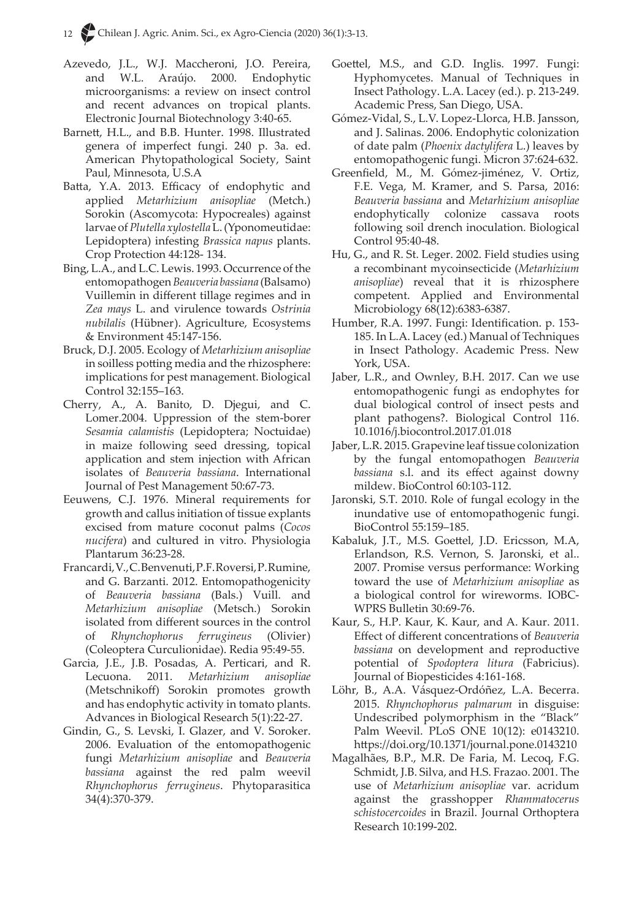Azevedo, J.L., W.J. Maccheroni, J.O. Pereira, and W.L. Araújo. 2000. Endophytic microorganisms: a review on insect control and recent advances on tropical plants. Electronic Journal Biotechnology 3:40-65.

Barnett, H.L., and B.B. Hunter. 1998. Illustrated genera of imperfect fungi. 240 p. 3a. ed. American Phytopathological Society, Saint Paul, Minnesota, U.S.A

Batta, Y.A. 2013. Efficacy of endophytic and applied *Metarhizium anisopliae* (Metch.) Sorokin (Ascomycota: Hypocreales) against larvae of *Plutella xylostella* L. (Yponomeutidae: Lepidoptera) infesting *Brassica napus* plants. Crop Protection 44:128- 134.

Bing, L.A., and L.C. Lewis. 1993. Occurrence of the entomopathogen *Beauveria bassiana* (Balsamo) Vuillemin in different tillage regimes and in *Zea mays* L. and virulence towards *Ostrinia nubilalis* (Hübner). Agriculture, Ecosystems & Environment 45:147-156.

Bruck, D.J. 2005. Ecology of *Metarhizium anisopliae* in soilless potting media and the rhizosphere: implications for pest management. Biological Control 32:155–163.

Cherry, A., A. Banito, D. Djegui, and C. Lomer.2004. Uppression of the stem-borer *Sesamia calamistis* (Lepidoptera; Noctuidae) in maize following seed dressing, topical application and stem injection with African isolates of *Beauveria bassiana*. International Journal of Pest Management 50:67-73.

Eeuwens, C.J. 1976. Mineral requirements for growth and callus initiation of tissue explants excised from mature coconut palms (*Cocos nucifera*) and cultured in vitro. Physiologia Plantarum 36:23-28.

Francardi, V., C. Benvenuti, P.F. Roversi, P. Rumine, and G. Barzanti. 2012. Entomopathogenicity of *Beauveria bassiana* (Bals.) Vuill. and *Metarhizium anisopliae* (Metsch.) Sorokin isolated from different sources in the control of *Rhynchophorus ferrugineus* (Olivier) (Coleoptera Curculionidae). Redia 95:49-55.

Garcia, J.E., J.B. Posadas, A. Perticari, and R. Lecuona. 2011. *Metarhizium anisopliae* (Metschnikoff) Sorokin promotes growth and has endophytic activity in tomato plants. Advances in Biological Research 5(1):22-27.

Gindin, G., S. Levski, I. Glazer, and V. Soroker. 2006. Evaluation of the entomopathogenic fungi *Metarhizium anisopliae* and *Beauveria bassiana* against the red palm weevil *Rhynchophorus ferrugineus*. Phytoparasitica 34(4):370-379.

Goettel, M.S., and G.D. Inglis. 1997. Fungi: Hyphomycetes. Manual of Techniques in Insect Pathology. L.A. Lacey (ed.). p. 213-249. Academic Press, San Diego, USA.

Gómez-Vidal, S., L.V. Lopez-Llorca, H.B. Jansson, and J. Salinas. 2006. Endophytic colonization of date palm (*Phoenix dactylifera* L.) leaves by entomopathogenic fungi. Micron 37:624-632.

Greenfield, M., M. Gómez-jiménez, V. Ortiz, F.E. Vega, M. Kramer, and S. Parsa, 2016: *Beauveria bassiana* and *Metarhizium anisopliae* endophytically colonize cassava roots following soil drench inoculation. Biological Control 95:40-48.

Hu, G., and R. St. Leger. 2002. Field studies using a recombinant mycoinsecticide (*Metarhizium anisopliae*) reveal that it is rhizosphere competent. Applied and Environmental Microbiology 68(12):6383-6387.

Humber, R.A. 1997. Fungi: Identification. p. 153-185. In L.A. Lacey (ed.) Manual of Techniques in Insect Pathology. Academic Press. New York, USA.

Jaber, L.R., and Ownley, B.H. 2017. Can we use entomopathogenic fungi as endophytes for dual biological control of insect pests and plant pathogens?. Biological Control 116. 10.1016/j.biocontrol.2017.01.018

Jaber, L.R. 2015. Grapevine leaf tissue colonization by the fungal entomopathogen *Beauveria bassiana* s.l. and its effect against downy mildew. BioControl 60:103-112.

Jaronski, S.T. 2010. Role of fungal ecology in the inundative use of entomopathogenic fungi. BioControl 55:159–185.

Kabaluk, J.T., M.S. Goettel, J.D. Ericsson, M.A, Erlandson, R.S. Vernon, S. Jaronski, et al.. 2007. Promise versus performance: Working toward the use of *Metarhizium anisopliae* as a biological control for wireworms. IOBC-WPRS Bulletin 30:69-76.

Kaur, S., H.P. Kaur, K. Kaur, and A. Kaur. 2011. Effect of different concentrations of *Beauveria bassiana* on development and reproductive potential of *Spodoptera litura* (Fabricius). Journal of Biopesticides 4:161-168.

Löhr, B., A.A. Vásquez-Ordóñez, L.A. Becerra. 2015. *Rhynchophorus palmarum* in disguise: Undescribed polymorphism in the "Black" Palm Weevil. PLoS ONE 10(12): e0143210. https://doi.org/10.1371/journal.pone.0143210

Magalhães, B.P., M.R. De Faria, M. Lecoq, F.G. Schmidt, J.B. Silva, and H.S. Frazao. 2001. The use of *Metarhizium anisopliae* var. acridum against the grasshopper *Rhammatocerus schistocercoides* in Brazil. Journal Orthoptera Research 10:199-202.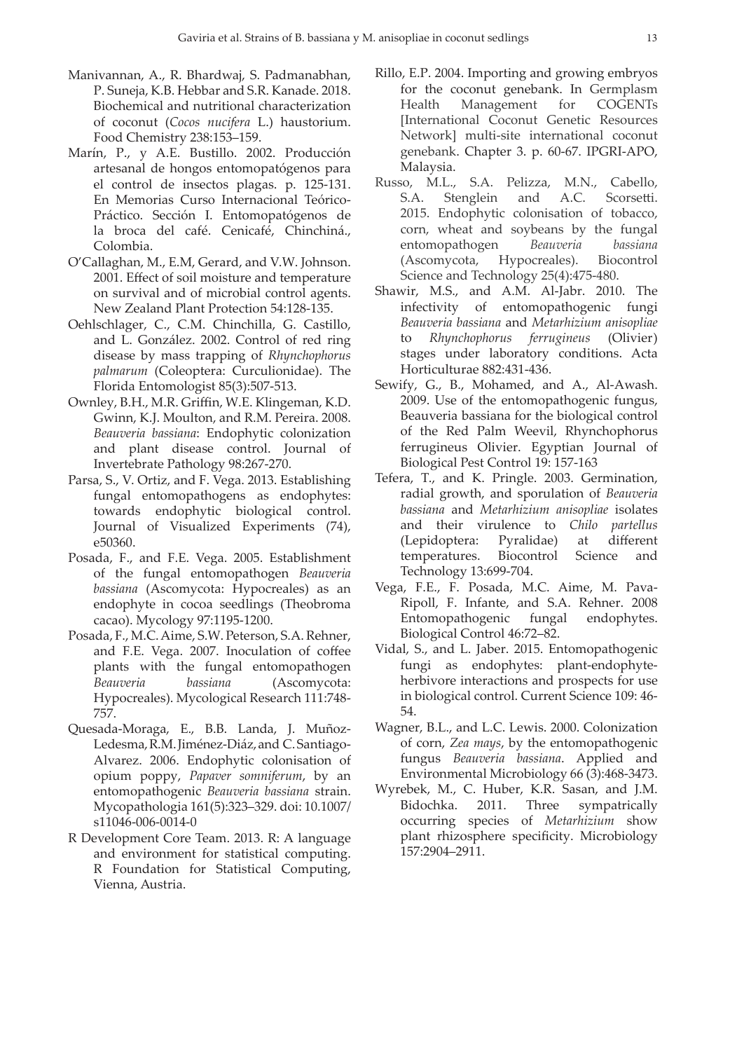Manivannan, A., R. Bhardwaj, S. Padmanabhan, P. Suneja, K.B. Hebbar and S.R. Kanade. 2018. Biochemical and nutritional characterization of coconut (*Cocos nucifera* L.) haustorium. Food Chemistry 238:153–159.

Marín, P., y A.E. Bustillo. 2002. Producción artesanal de hongos entomopatógenos para el control de insectos plagas. p. 125-131. En Memorias Curso Internacional Teórico-Práctico. Sección I. Entomopatógenos de la broca del café. Cenicafé, Chinchiná., Colombia.

O'Callaghan, M., E.M, Gerard, and V.W. Johnson. 2001. Effect of soil moisture and temperature on survival and of microbial control agents. New Zealand Plant Protection 54:128-135.

Oehlschlager, C., C.M. Chinchilla, G. Castillo, and L. González. 2002. Control of red ring disease by mass trapping of *Rhynchophorus palmarum* (Coleoptera: Curculionidae). The Florida Entomologist 85(3):507-513.

Ownley, B.H., M.R. Griffin, W.E. Klingeman, K.D. Gwinn, K.J. Moulton, and R.M. Pereira. 2008. *Beauveria bassiana*: Endophytic colonization and plant disease control. Journal of Invertebrate Pathology 98:267-270.

Parsa, S., V. Ortiz, and F. Vega. 2013. Establishing fungal entomopathogens as endophytes: towards endophytic biological control. Journal of Visualized Experiments (74), e50360.

Posada, F., and F.E. Vega. 2005. Establishment of the fungal entomopathogen *Beauveria bassiana* (Ascomycota: Hypocreales) as an endophyte in cocoa seedlings (Theobroma cacao). Mycology 97:1195-1200.

Posada, F., M.C. Aime, S.W. Peterson, S.A. Rehner, and F.E. Vega. 2007. Inoculation of coffee plants with the fungal entomopathogen *Beauveria bassiana* (Ascomycota: Hypocreales). Mycological Research 111:748-757.

Quesada-Moraga, E., B.B. Landa, J. Muñoz-Ledesma, R.M. Jiménez-Diáz, and C. Santiago-Alvarez. 2006. Endophytic colonisation of opium poppy, *Papaver somniferum*, by an entomopathogenic *Beauveria bassiana* strain. Mycopathologia 161(5):323–329. doi: 10.1007/s11046-006-0014-0

R Development Core Team. 2013. R: A language and environment for statistical computing. R Foundation for Statistical Computing, Vienna, Austria.

Rillo, E.P. 2004. Importing and growing embryos for the coconut genebank. In Germplasm Health Management for COGENTs [International Coconut Genetic Resources Network] multi-site international coconut genebank. Chapter 3. p. 60-67. IPGRI-APO, Malaysia.

Russo, M.L., S.A. Pelizza, M.N., Cabello, S.A. Stenglein and A.C. Scorsetti. 2015. Endophytic colonisation of tobacco, corn, wheat and soybeans by the fungal entomopathogen *Beauveria bassiana* (Ascomycota, Hypocreales). Biocontrol Science and Technology 25(4):475-480.

Shawir, M.S., and A.M. Al-Jabr. 2010. The infectivity of entomopathogenic fungi *Beauveria bassiana* and *Metarhizium anisopliae* to *Rhynchophorus ferrugineus* (Olivier) stages under laboratory conditions. Acta Horticulturae 882:431-436.

Sewify, G., B., Mohamed, and A., Al-Awash. 2009. Use of the entomopathogenic fungus, Beauveria bassiana for the biological control of the Red Palm Weevil, Rhynchophorus ferrugineus Olivier. Egyptian Journal of Biological Pest Control 19: 157-163

Tefera, T., and K. Pringle. 2003. Germination, radial growth, and sporulation of *Beauveria bassiana* and *Metarhizium anisopliae* isolates and their virulence to *Chilo partellus* (Lepidoptera: Pyralidae) at different temperatures. Biocontrol Science and Technology 13:699-704.

Vega, F.E., F. Posada, M.C. Aime, M. Pava-Ripoll, F. Infante, and S.A. Rehner. 2008 Entomopathogenic fungal endophytes. Biological Control 46:72–82.

Vidal, S., and L. Jaber. 2015. Entomopathogenic fungi as endophytes: plant-endophyte-herbivore interactions and prospects for use in biological control. Current Science 109: 46-54.

Wagner, B.L., and L.C. Lewis. 2000. Colonization of corn, *Zea mays*, by the entomopathogenic fungus *Beauveria bassiana*. Applied and Environmental Microbiology 66 (3):468-3473.

Wyrebek, M., C. Huber, K.R. Sasan, and J.M. Bidochka. 2011. Three sympatrically occurring species of *Metarhizium* show plant rhizosphere specificity. Microbiology 157:2904–2911.